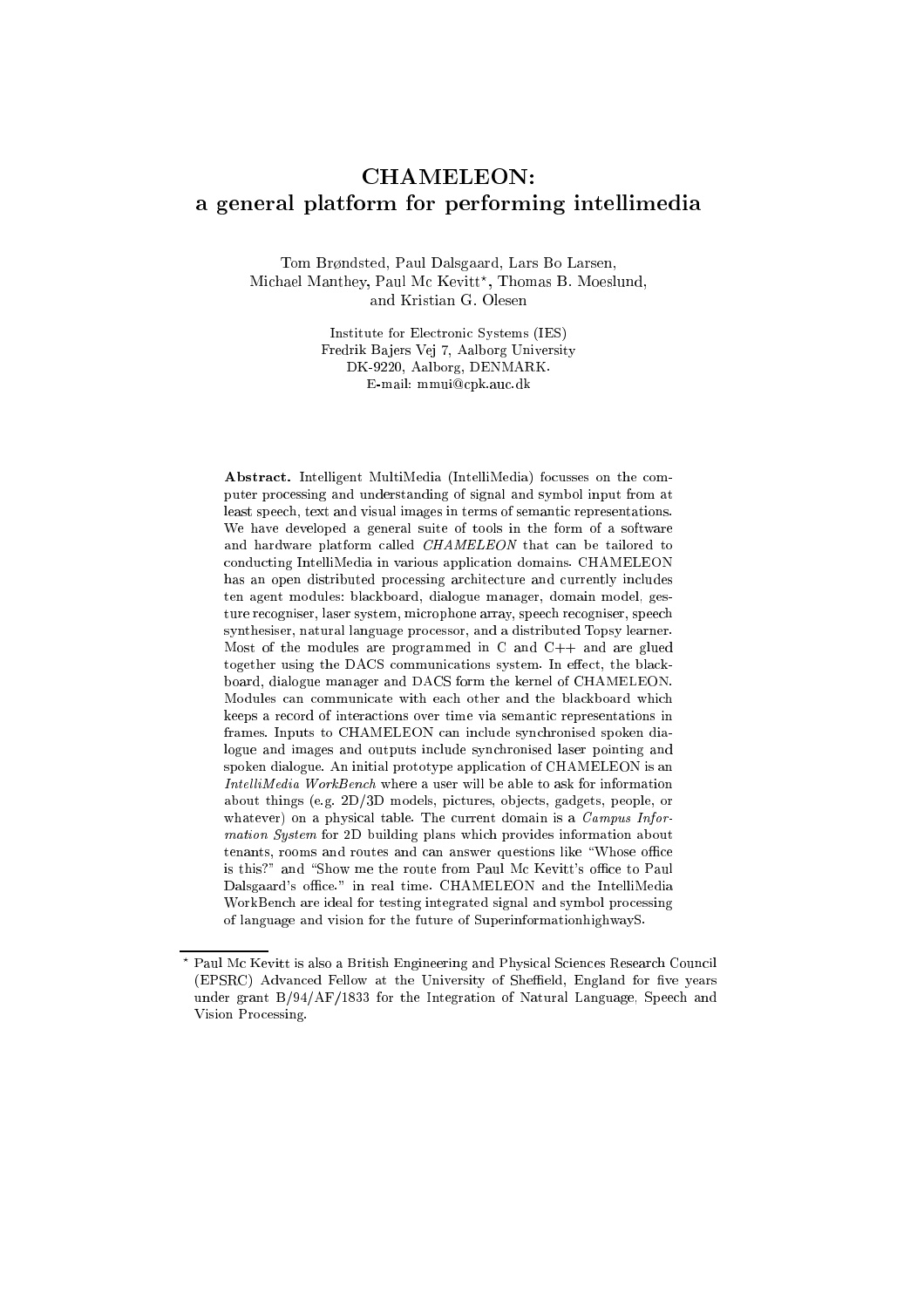# CHAMELEON: a general platform for performing intellimedia

Tom Brøndsted, Paul Dalsgaard, Lars Bo Larsen, Michael Manthey, Paul Mc Kevitt*, Thomas B. Moeslund, and Kristian G. Olesen

Institute for Electronic Systems (IES)
Fredrik Bajers Vej 7, Aalborg University
DK-9220, Aalborg, DENMARK.
E-mail: mmui@cpk.auc.dk

**Abstract.** Intelligent MultiMedia (IntelliMedia) focusses on the computer processing and understanding of signal and symbol input from at least speech, text and visual images in terms of semantic representations. We have developed a general suite of tools in the form of a software and hardware platform called *CHAMELEON* that can be tailored to conducting IntelliMedia in various application domains. CHAMELEON has an open distributed processing architecture and currently includes ten agent modules: blackboard, dialogue manager, domain model, gesture recogniser, laser system, microphone array, speech recogniser, speech synthesiser, natural language processor, and a distributed Topsy learner. Most of the modules are programmed in C and C++ and are glued together using the DACS communications system. In effect, the blackboard, dialogue manager and DACS form the kernel of CHAMELEON. Modules can communicate with each other and the blackboard which keeps a record of interactions over time via semantic representations in frames. Inputs to CHAMELEON can include synchronised spoken dialogue and images and outputs include synchronised laser pointing and spoken dialogue. An initial prototype application of CHAMELEON is an *IntelliMedia WorkBench* where a user will be able to ask for information about things (e.g. 2D/3D models, pictures, objects, gadgets, people, or whatever) on a physical table. The current domain is a *Campus Information System* for 2D building plans which provides information about tenants, rooms and routes and can answer questions like "Whose office is this?" and "Show me the route from Paul Mc Kevitt's office to Paul Dalsgaard's office." in real time. CHAMELEON and the IntelliMedia WorkBench are ideal for testing integrated signal and symbol processing of language and vision for the future of SuperinformationhighwayS.

---

* Paul Mc Kevitt is also a British Engineering and Physical Sciences Research Council (EPSRC) Advanced Fellow at the University of Sheffield, England for five years under grant B/94/AF/1833 for the Integration of Natural Language, Speech and Vision Processing.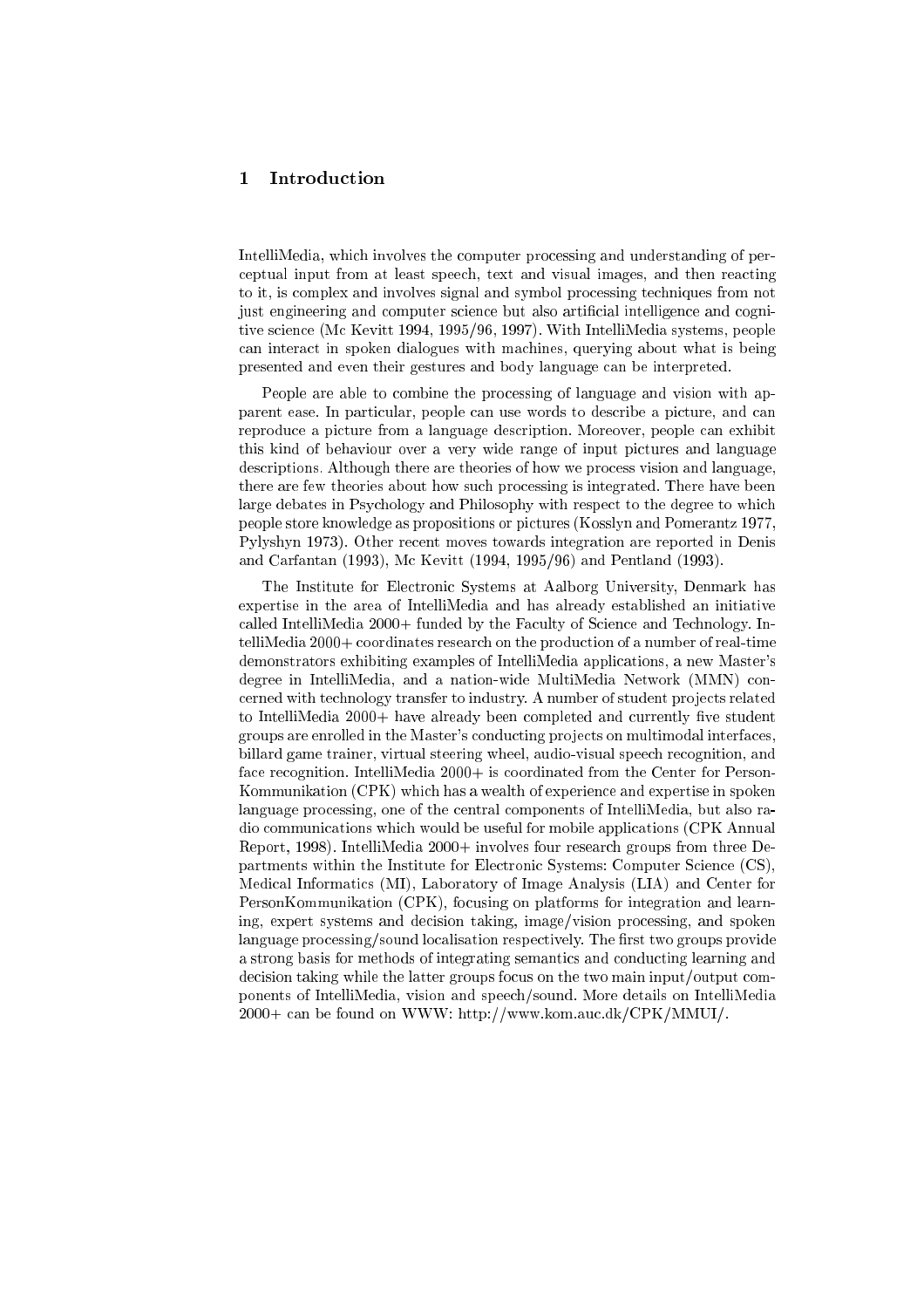# 1 Introduction

IntelliMedia, which involves the computer processing and understanding of perceptual input from at least speech, text and visual images, and then reacting to it, is complex and involves signal and symbol processing techniques from not just engineering and computer science but also artificial intelligence and cognitive science (Mc Kevitt 1994, 1995/96, 1997). With IntelliMedia systems, people can interact in spoken dialogues with machines, querying about what is being presented and even their gestures and body language can be interpreted.

People are able to combine the processing of language and vision with apparent ease. In particular, people can use words to describe a picture, and can reproduce a picture from a language description. Moreover, people can exhibit this kind of behaviour over a very wide range of input pictures and language descriptions. Although there are theories of how we process vision and language, there are few theories about how such processing is integrated. There have been large debates in Psychology and Philosophy with respect to the degree to which people store knowledge as propositions or pictures (Kosslyn and Pomerantz 1977, Pylyshyn 1973). Other recent moves towards integration are reported in Denis and Carfantan (1993), Mc Kevitt (1994, 1995/96) and Pentland (1993).

The Institute for Electronic Systems at Aalborg University, Denmark has expertise in the area of IntelliMedia and has already established an initiative called IntelliMedia 2000+ funded by the Faculty of Science and Technology. IntelliMedia 2000+ coordinates research on the production of a number of real-time demonstrators exhibiting examples of IntelliMedia applications, a new Master's degree in IntelliMedia, and a nation-wide MultiMedia Network (MMN) concerned with technology transfer to industry. A number of student projects related to IntelliMedia 2000+ have already been completed and currently five student groups are enrolled in the Master's conducting projects on multimodal interfaces, billard game trainer, virtual steering wheel, audio-visual speech recognition, and face recognition. IntelliMedia 2000+ is coordinated from the Center for PersonKommunikation (CPK) which has a wealth of experience and expertise in spoken language processing, one of the central components of IntelliMedia, but also radio communications which would be useful for mobile applications (CPK Annual Report, 1998). IntelliMedia 2000+ involves four research groups from three Departments within the Institute for Electronic Systems: Computer Science (CS), Medical Informatics (MI), Laboratory of Image Analysis (LIA) and Center for PersonKommunikation (CPK), focusing on platforms for integration and learning, expert systems and decision taking, image/vision processing, and spoken language processing/sound localisation respectively. The first two groups provide a strong basis for methods of integrating semantics and conducting learning and decision taking while the latter groups focus on the two main input/output components of IntelliMedia, vision and speech/sound. More details on IntelliMedia 2000+ can be found on WWW: http://www.kom.auc.dk/CPK/MMUI/.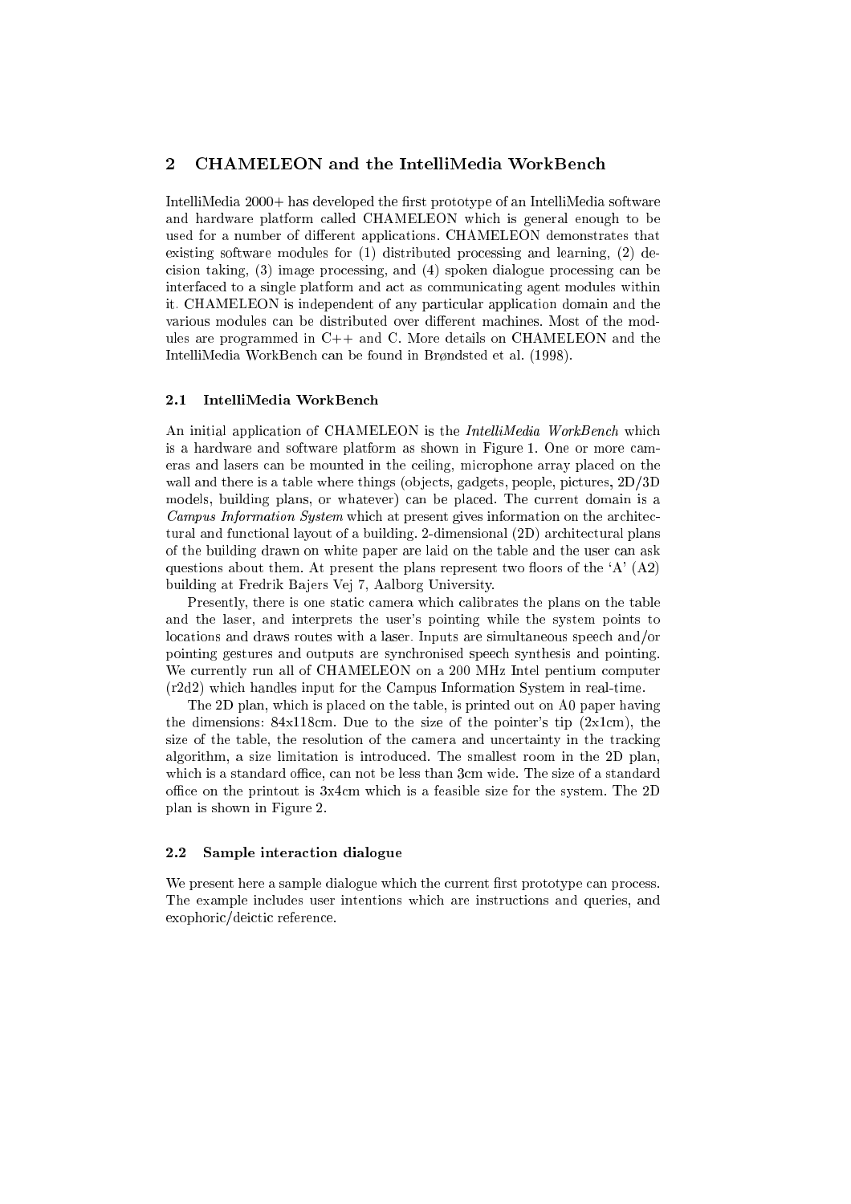## 2 CHAMELEON and the IntelliMedia WorkBench

IntelliMedia 2000+ has developed the first prototype of an IntelliMedia software and hardware platform called CHAMELEON which is general enough to be used for a number of different applications. CHAMELEON demonstrates that existing software modules for (1) distributed processing and learning, (2) decision taking, (3) image processing, and (4) spoken dialogue processing can be interfaced to a single platform and act as communicating agent modules within it. CHAMELEON is independent of any particular application domain and the various modules can be distributed over different machines. Most of the modules are programmed in C++ and C. More details on CHAMELEON and the IntelliMedia WorkBench can be found in Brøndsted et al. (1998).

### 2.1 IntelliMedia WorkBench

An initial application of CHAMELEON is the *IntelliMedia WorkBench* which is a hardware and software platform as shown in Figure 1. One or more cameras and lasers can be mounted in the ceiling, microphone array placed on the wall and there is a table where things (objects, gadgets, people, pictures, 2D/3D models, building plans, or whatever) can be placed. The current domain is a *Campus Information System* which at present gives information on the architectural and functional layout of a building. 2-dimensional (2D) architectural plans of the building drawn on white paper are laid on the table and the user can ask questions about them. At present the plans represent two floors of the 'A' (A2) building at Fredrik Bajers Vej 7, Aalborg University.

Presently, there is one static camera which calibrates the plans on the table and the laser, and interprets the user's pointing while the system points to locations and draws routes with a laser. Inputs are simultaneous speech and/or pointing gestures and outputs are synchronised speech synthesis and pointing. We currently run all of CHAMELEON on a 200 MHz Intel pentium computer (r2d2) which handles input for the Campus Information System in real-time.

The 2D plan, which is placed on the table, is printed out on A0 paper having the dimensions: 84x118cm. Due to the size of the pointer's tip (2x1cm), the size of the table, the resolution of the camera and uncertainty in the tracking algorithm, a size limitation is introduced. The smallest room in the 2D plan, which is a standard office, can not be less than 3cm wide. The size of a standard office on the printout is 3x4cm which is a feasible size for the system. The 2D plan is shown in Figure 2.

### 2.2 Sample interaction dialogue

We present here a sample dialogue which the current first prototype can process. The example includes user intentions which are instructions and queries, and exophoric/deictic reference.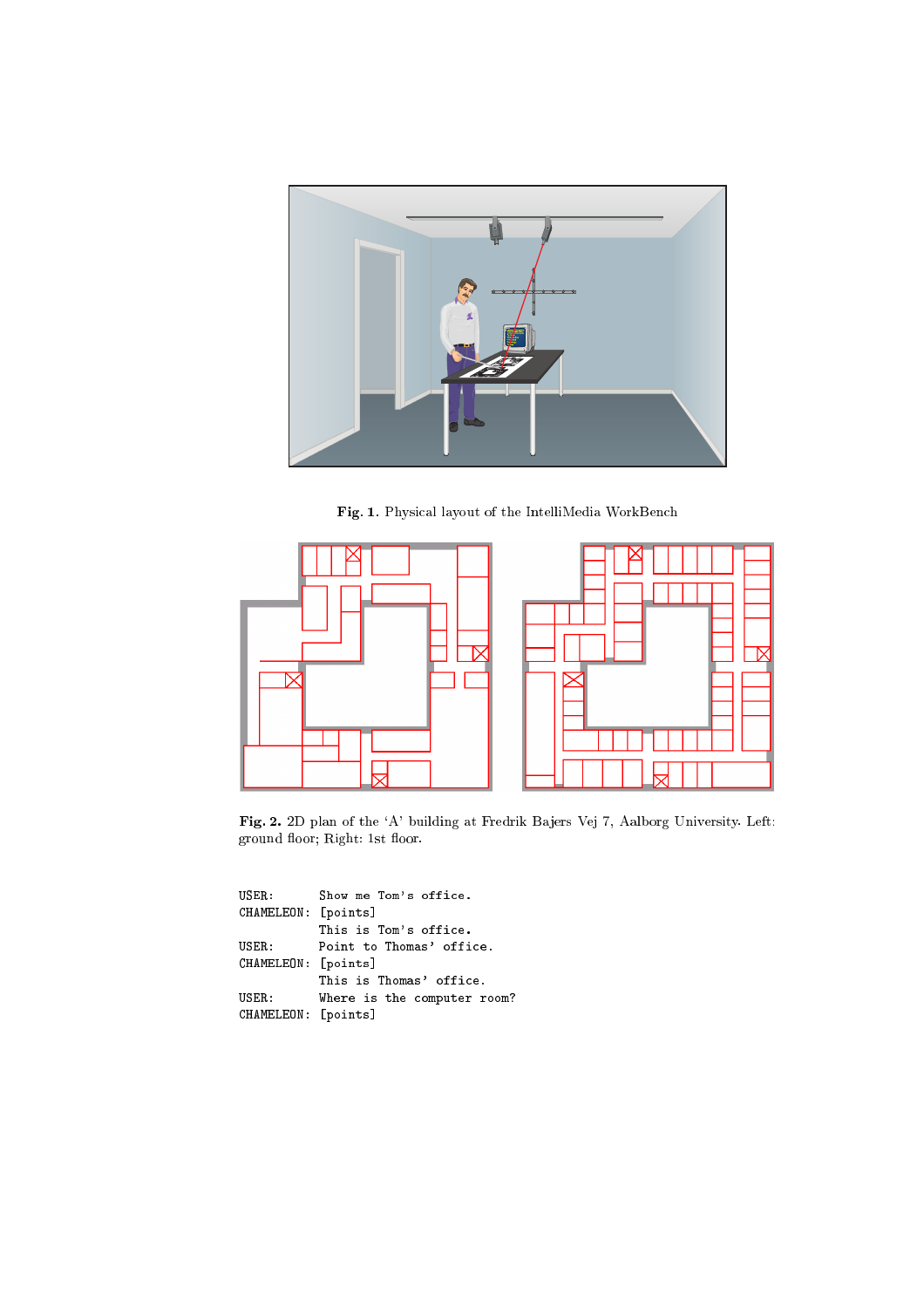**Fig. 1.** Physical layout of the IntelliMedia WorkBench

**Fig. 2.** 2D plan of the 'A' building at Fredrik Bajers Vej 7, Aalborg University. Left: ground floor; Right: 1st floor.

```
USER:       Show me Tom's office.
CHAMELEON:  [points]
            This is Tom's office.
USER:       Point to Thomas' office.
CHAMELEON:  [points]
            This is Thomas' office.
USER:       Where is the computer room?
CHAMELEON:  [points]
```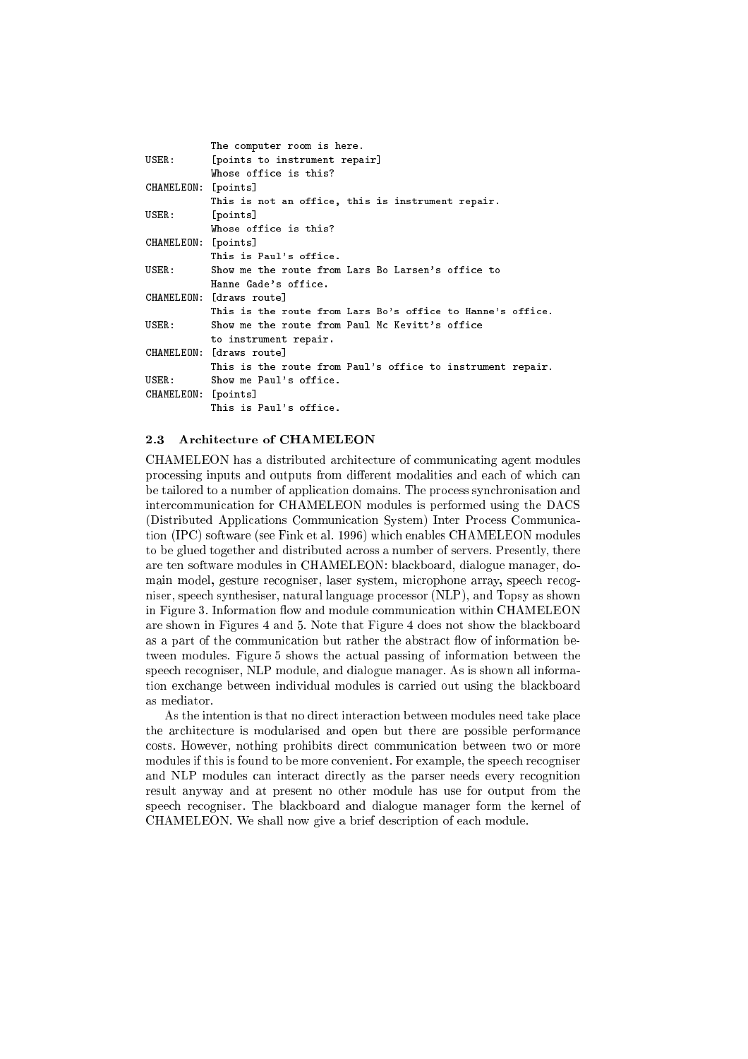```
           The computer room is here.
USER:      [points to instrument repair]
           Whose office is this?
CHAMELEON: [points]
           This is not an office, this is instrument repair.
USER:      [points]
           Whose office is this?
CHAMELEON: [points]
           This is Paul's office.
USER:      Show me the route from Lars Bo Larsen's office to
           Hanne Gade's office.
CHAMELEON: [draws route]
           This is the route from Lars Bo's office to Hanne's office.
USER:      Show me the route from Paul Mc Kevitt's office
           to instrument repair.
CHAMELEON: [draws route]
           This is the route from Paul's office to instrument repair.
USER:      Show me Paul's office.
CHAMELEON: [points]
           This is Paul's office.
```

### 2.3 Architecture of CHAMELEON

CHAMELEON has a distributed architecture of communicating agent modules processing inputs and outputs from different modalities and each of which can be tailored to a number of application domains. The process synchronisation and intercommunication for CHAMELEON modules is performed using the DACS (Distributed Applications Communication System) Inter Process Communication (IPC) software (see Fink et al. 1996) which enables CHAMELEON modules to be glued together and distributed across a number of servers. Presently, there are ten software modules in CHAMELEON: blackboard, dialogue manager, domain model, gesture recogniser, laser system, microphone array, speech recogniser, speech synthesiser, natural language processor (NLP), and Topsy as shown in Figure 3. Information flow and module communication within CHAMELEON are shown in Figures 4 and 5. Note that Figure 4 does not show the blackboard as a part of the communication but rather the abstract flow of information between modules. Figure 5 shows the actual passing of information between the speech recogniser, NLP module, and dialogue manager. As is shown all information exchange between individual modules is carried out using the blackboard as mediator.

As the intention is that no direct interaction between modules need take place the architecture is modularised and open but there are possible performance costs. However, nothing prohibits direct communication between two or more modules if this is found to be more convenient. For example, the speech recogniser and NLP modules can interact directly as the parser needs every recognition result anyway and at present no other module has use for output from the speech recogniser. The blackboard and dialogue manager form the kernel of CHAMELEON. We shall now give a brief description of each module.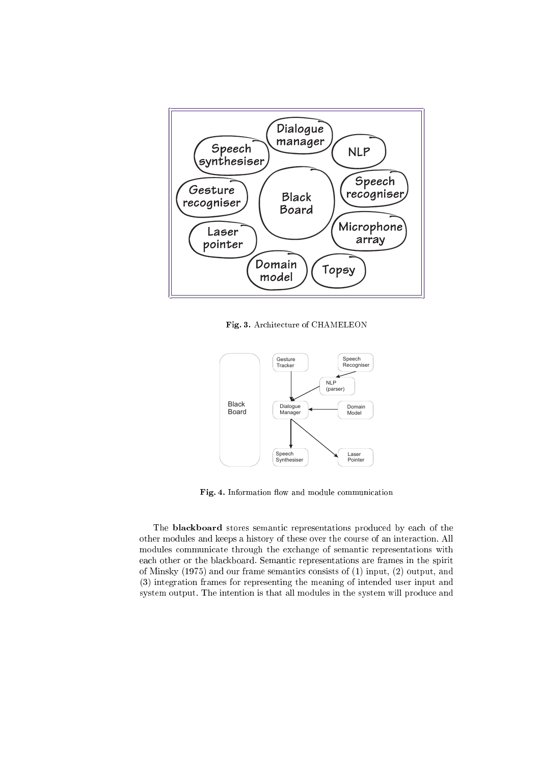**Fig. 3.** Architecture of CHAMELEON

**Fig. 4.** Information flow and module communication

The **blackboard** stores semantic representations produced by each of the other modules and keeps a history of these over the course of an interaction. All modules communicate through the exchange of semantic representations with each other or the blackboard. Semantic representations are frames in the spirit of Minsky (1975) and our frame semantics consists of (1) input, (2) output, and (3) integration frames for representing the meaning of intended user input and system output. The intention is that all modules in the system will produce and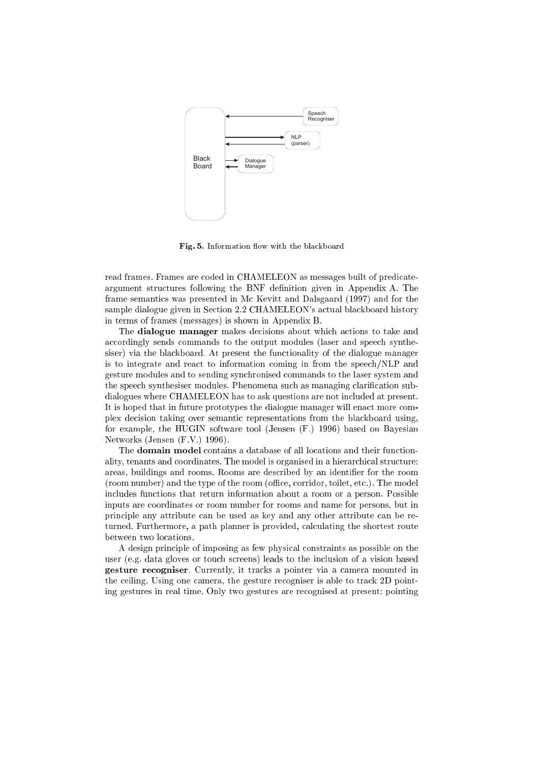Fig. 5. Information flow with the blackboard

read frames. Frames are coded in CHAMELEON as messages built of predicate-argument structures following the BNF definition given in Appendix A. The frame semantics was presented in Mc Kevitt and Dalsgaard (1997) and for the sample dialogue given in Section 2.2 CHAMELEON's actual blackboard history in terms of frames (messages) is shown in Appendix B.

The **dialogue manager** makes decisions about which actions to take and accordingly sends commands to the output modules (laser and speech synthesiser) via the blackboard. At present the functionality of the dialogue manager is to integrate and react to information coming in from the speech/NLP and gesture modules and to sending synchronised commands to the laser system and the speech synthesiser modules. Phenomena such as managing clarification subdialogues where CHAMELEON has to ask questions are not included at present. It is hoped that in future prototypes the dialogue manager will enact more complex decision taking over semantic representations from the blackboard using, for example, the HUGIN software tool (Jensen (F.) 1996) based on Bayesian Networks (Jensen (F.V.) 1996).

The **domain model** contains a database of all locations and their functionality, tenants and coordinates. The model is organised in a hierarchical structure: areas, buildings and rooms. Rooms are described by an identifier for the room (room number) and the type of the room (office, corridor, toilet, etc.). The model includes functions that return information about a room or a person. Possible inputs are coordinates or room number for rooms and name for persons, but in principle any attribute can be used as key and any other attribute can be returned. Furthermore, a path planner is provided, calculating the shortest route between two locations.

A design principle of imposing as few physical constraints as possible on the user (e.g. data gloves or touch screens) leads to the inclusion of a vision based **gesture recogniser**. Currently, it tracks a pointer via a camera mounted in the ceiling. Using one camera, the gesture recogniser is able to track 2D pointing gestures in real time. Only two gestures are recognised at present: pointing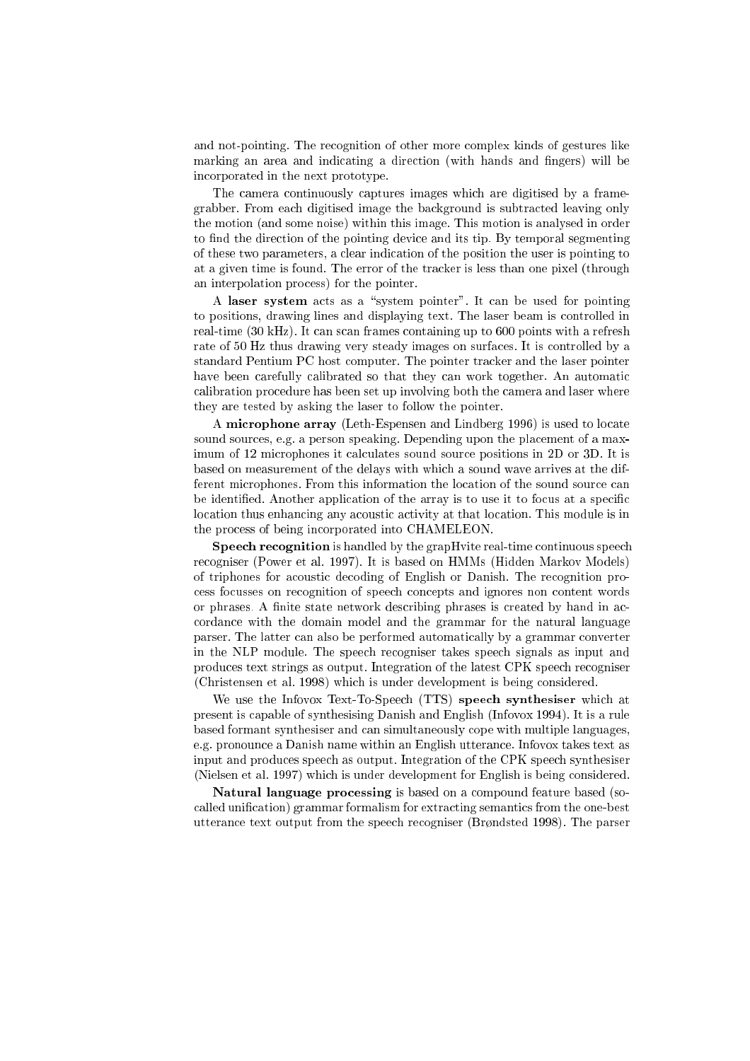and not-pointing. The recognition of other more complex kinds of gestures like marking an area and indicating a direction (with hands and fingers) will be incorporated in the next prototype.

The camera continuously captures images which are digitised by a frame-grabber. From each digitised image the background is subtracted leaving only the motion (and some noise) within this image. This motion is analysed in order to find the direction of the pointing device and its tip. By temporal segmenting of these two parameters, a clear indication of the position the user is pointing to at a given time is found. The error of the tracker is less than one pixel (through an interpolation process) for the pointer.

A **laser system** acts as a "system pointer". It can be used for pointing to positions, drawing lines and displaying text. The laser beam is controlled in real-time (30 kHz). It can scan frames containing up to 600 points with a refresh rate of 50 Hz thus drawing very steady images on surfaces. It is controlled by a standard Pentium PC host computer. The pointer tracker and the laser pointer have been carefully calibrated so that they can work together. An automatic calibration procedure has been set up involving both the camera and laser where they are tested by asking the laser to follow the pointer.

A **microphone array** (Leth-Espensen and Lindberg 1996) is used to locate sound sources, e.g. a person speaking. Depending upon the placement of a maximum of 12 microphones it calculates sound source positions in 2D or 3D. It is based on measurement of the delays with which a sound wave arrives at the different microphones. From this information the location of the sound source can be identified. Another application of the array is to use it to focus at a specific location thus enhancing any acoustic activity at that location. This module is in the process of being incorporated into CHAMELEON.

**Speech recognition** is handled by the grapHvite real-time continuous speech recogniser (Power et al. 1997). It is based on HMMs (Hidden Markov Models) of triphones for acoustic decoding of English or Danish. The recognition process focusses on recognition of speech concepts and ignores non content words or phrases. A finite state network describing phrases is created by hand in accordance with the domain model and the grammar for the natural language parser. The latter can also be performed automatically by a grammar converter in the NLP module. The speech recogniser takes speech signals as input and produces text strings as output. Integration of the latest CPK speech recogniser (Christensen et al. 1998) which is under development is being considered.

We use the Infovox Text-To-Speech (TTS) **speech synthesiser** which at present is capable of synthesising Danish and English (Infovox 1994). It is a rule based formant synthesiser and can simultaneously cope with multiple languages, e.g. pronounce a Danish name within an English utterance. Infovox takes text as input and produces speech as output. Integration of the CPK speech synthesiser (Nielsen et al. 1997) which is under development for English is being considered.

**Natural language processing** is based on a compound feature based (so-called unification) grammar formalism for extracting semantics from the one-best utterance text output from the speech recogniser (Brøndsted 1998). The parser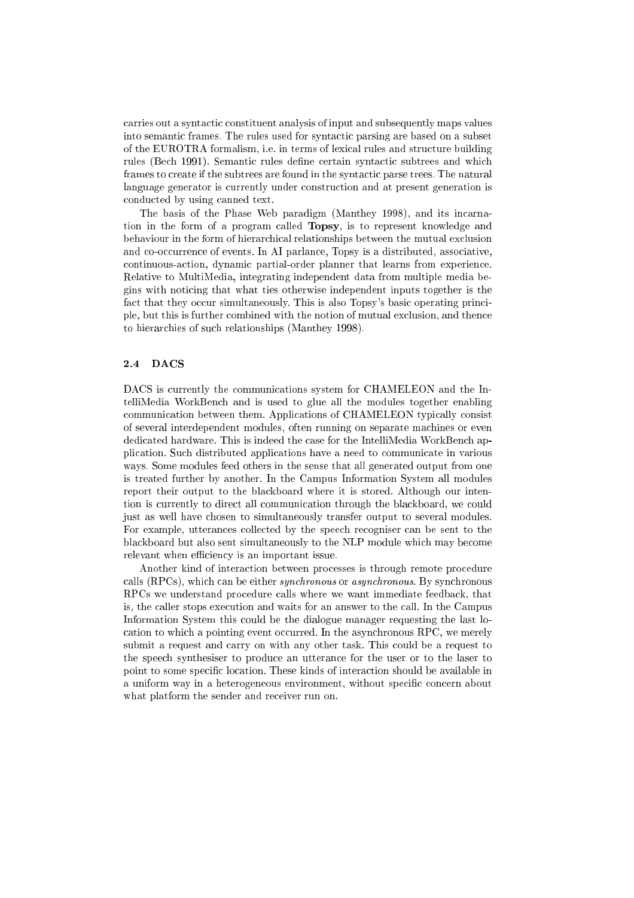carries out a syntactic constituent analysis of input and subsequently maps values into semantic frames. The rules used for syntactic parsing are based on a subset of the EUROTRA formalism, i.e. in terms of lexical rules and structure building rules (Bech 1991). Semantic rules define certain syntactic subtrees and which frames to create if the subtrees are found in the syntactic parse trees. The natural language generator is currently under construction and at present generation is conducted by using canned text.

The basis of the Phase Web paradigm (Manthey 1998), and its incarnation in the form of a program called **Topsy**, is to represent knowledge and behaviour in the form of hierarchical relationships between the mutual exclusion and co-occurrence of events. In AI parlance, Topsy is a distributed, associative, continuous-action, dynamic partial-order planner that learns from experience. Relative to MultiMedia, integrating independent data from multiple media begins with noticing that what ties otherwise independent inputs together is the fact that they occur simultaneously. This is also Topsy's basic operating principle, but this is further combined with the notion of mutual exclusion, and thence to hierarchies of such relationships (Manthey 1998).

### 2.4 DACS

DACS is currently the communications system for CHAMELEON and the IntelliMedia WorkBench and is used to glue all the modules together enabling communication between them. Applications of CHAMELEON typically consist of several interdependent modules, often running on separate machines or even dedicated hardware. This is indeed the case for the IntelliMedia WorkBench application. Such distributed applications have a need to communicate in various ways. Some modules feed others in the sense that all generated output from one is treated further by another. In the Campus Information System all modules report their output to the blackboard where it is stored. Although our intention is currently to direct all communication through the blackboard, we could just as well have chosen to simultaneously transfer output to several modules. For example, utterances collected by the speech recogniser can be sent to the blackboard but also sent simultaneously to the NLP module which may become relevant when efficiency is an important issue.

Another kind of interaction between processes is through remote procedure calls (RPCs), which can be either *synchronous* or *asynchronous*. By synchronous RPCs we understand procedure calls where we want immediate feedback, that is, the caller stops execution and waits for an answer to the call. In the Campus Information System this could be the dialogue manager requesting the last location to which a pointing event occurred. In the asynchronous RPC, we merely submit a request and carry on with any other task. This could be a request to the speech synthesiser to produce an utterance for the user or to the laser to point to some specific location. These kinds of interaction should be available in a uniform way in a heterogeneous environment, without specific concern about what platform the sender and receiver run on.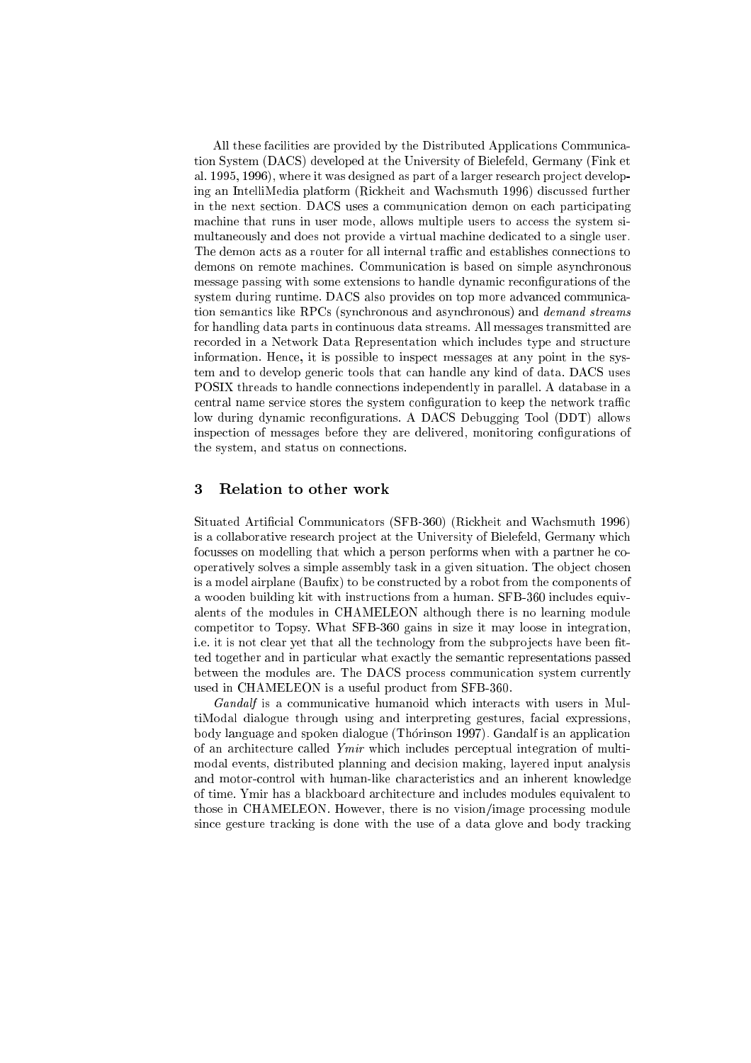All these facilities are provided by the Distributed Applications Communication System (DACS) developed at the University of Bielefeld, Germany (Fink et al. 1995, 1996), where it was designed as part of a larger research project developing an IntelliMedia platform (Rickheit and Wachsmuth 1996) discussed further in the next section. DACS uses a communication demon on each participating machine that runs in user mode, allows multiple users to access the system simultaneously and does not provide a virtual machine dedicated to a single user. The demon acts as a router for all internal traffic and establishes connections to demons on remote machines. Communication is based on simple asynchronous message passing with some extensions to handle dynamic reconfigurations of the system during runtime. DACS also provides on top more advanced communication semantics like RPCs (synchronous and asynchronous) and *demand streams* for handling data parts in continuous data streams. All messages transmitted are recorded in a Network Data Representation which includes type and structure information. Hence, it is possible to inspect messages at any point in the system and to develop generic tools that can handle any kind of data. DACS uses POSIX threads to handle connections independently in parallel. A database in a central name service stores the system configuration to keep the network traffic low during dynamic reconfigurations. A DACS Debugging Tool (DDT) allows inspection of messages before they are delivered, monitoring configurations of the system, and status on connections.

## 3 Relation to other work

Situated Artificial Communicators (SFB-360) (Rickheit and Wachsmuth 1996) is a collaborative research project at the University of Bielefeld, Germany which focusses on modelling that which a person performs when with a partner he cooperatively solves a simple assembly task in a given situation. The object chosen is a model airplane (Baufix) to be constructed by a robot from the components of a wooden building kit with instructions from a human. SFB-360 includes equivalents of the modules in CHAMELEON although there is no learning module competitor to Topsy. What SFB-360 gains in size it may loose in integration, i.e. it is not clear yet that all the technology from the subprojects have been fitted together and in particular what exactly the semantic representations passed between the modules are. The DACS process communication system currently used in CHAMELEON is a useful product from SFB-360.

*Gandalf* is a communicative humanoid which interacts with users in MultiModal dialogue through using and interpreting gestures, facial expressions, body language and spoken dialogue (Thórinson 1997). Gandalf is an application of an architecture called *Ymir* which includes perceptual integration of multimodal events, distributed planning and decision making, layered input analysis and motor-control with human-like characteristics and an inherent knowledge of time. Ymir has a blackboard architecture and includes modules equivalent to those in CHAMELEON. However, there is no vision/image processing module since gesture tracking is done with the use of a data glove and body tracking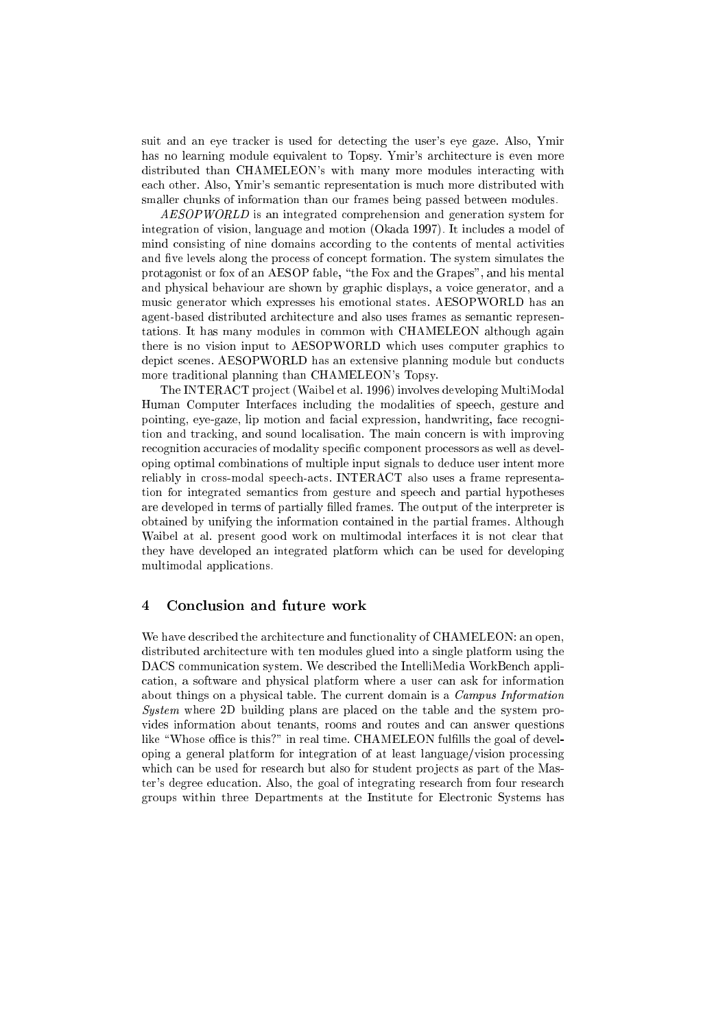suit and an eye tracker is used for detecting the user's eye gaze. Also, Ymir has no learning module equivalent to Topsy. Ymir's architecture is even more distributed than CHAMELEON's with many more modules interacting with each other. Also, Ymir's semantic representation is much more distributed with smaller chunks of information than our frames being passed between modules.

*AESOPWORLD* is an integrated comprehension and generation system for integration of vision, language and motion (Okada 1997). It includes a model of mind consisting of nine domains according to the contents of mental activities and five levels along the process of concept formation. The system simulates the protagonist or fox of an AESOP fable, "the Fox and the Grapes", and his mental and physical behaviour are shown by graphic displays, a voice generator, and a music generator which expresses his emotional states. AESOPWORLD has an agent-based distributed architecture and also uses frames as semantic representations. It has many modules in common with CHAMELEON although again there is no vision input to AESOPWORLD which uses computer graphics to depict scenes. AESOPWORLD has an extensive planning module but conducts more traditional planning than CHAMELEON's Topsy.

The INTERACT project (Waibel et al. 1996) involves developing MultiModal Human Computer Interfaces including the modalities of speech, gesture and pointing, eye-gaze, lip motion and facial expression, handwriting, face recognition and tracking, and sound localisation. The main concern is with improving recognition accuracies of modality specific component processors as well as developing optimal combinations of multiple input signals to deduce user intent more reliably in cross-modal speech-acts. INTERACT also uses a frame representation for integrated semantics from gesture and speech and partial hypotheses are developed in terms of partially filled frames. The output of the interpreter is obtained by unifying the information contained in the partial frames. Although Waibel at al. present good work on multimodal interfaces it is not clear that they have developed an integrated platform which can be used for developing multimodal applications.

## 4 Conclusion and future work

We have described the architecture and functionality of CHAMELEON: an open, distributed architecture with ten modules glued into a single platform using the DACS communication system. We described the IntelliMedia WorkBench application, a software and physical platform where a user can ask for information about things on a physical table. The current domain is a *Campus Information System* where 2D building plans are placed on the table and the system provides information about tenants, rooms and routes and can answer questions like "Whose office is this?" in real time. CHAMELEON fulfills the goal of developing a general platform for integration of at least language/vision processing which can be used for research but also for student projects as part of the Master's degree education. Also, the goal of integrating research from four research groups within three Departments at the Institute for Electronic Systems has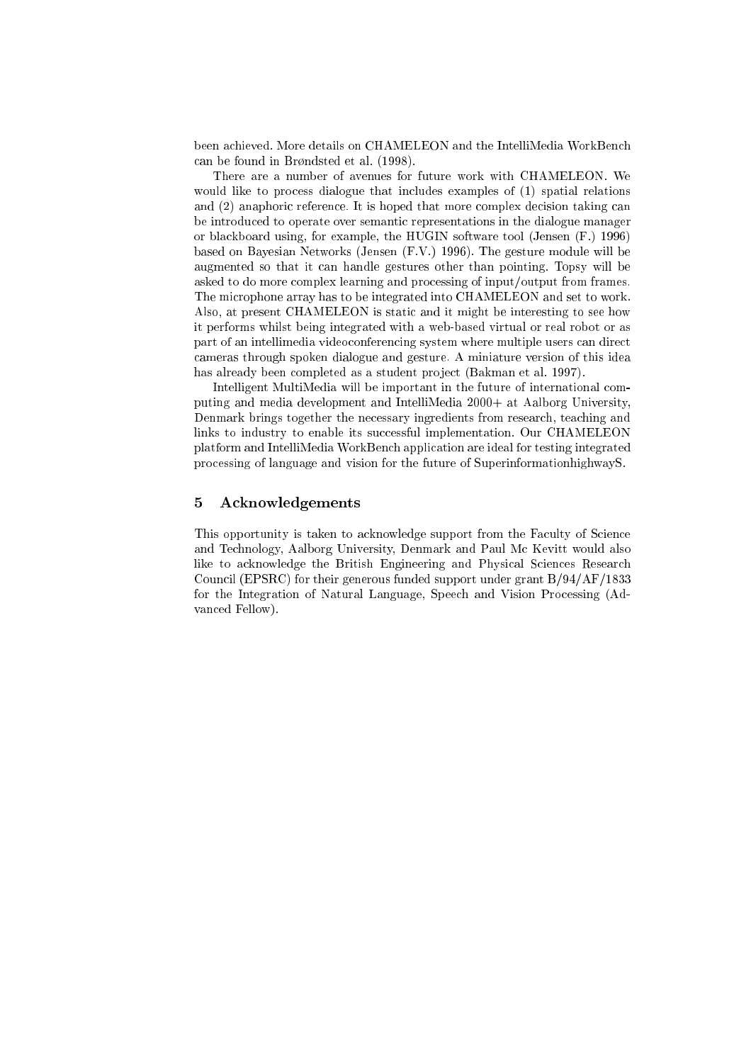been achieved. More details on CHAMELEON and the IntelliMedia WorkBench can be found in Brøndsted et al. (1998).

There are a number of avenues for future work with CHAMELEON. We would like to process dialogue that includes examples of (1) spatial relations and (2) anaphoric reference. It is hoped that more complex decision taking can be introduced to operate over semantic representations in the dialogue manager or blackboard using, for example, the HUGIN software tool (Jensen (F.) 1996) based on Bayesian Networks (Jensen (F.V.) 1996). The gesture module will be augmented so that it can handle gestures other than pointing. Topsy will be asked to do more complex learning and processing of input/output from frames. The microphone array has to be integrated into CHAMELEON and set to work. Also, at present CHAMELEON is static and it might be interesting to see how it performs whilst being integrated with a web-based virtual or real robot or as part of an intellimedia videoconferencing system where multiple users can direct cameras through spoken dialogue and gesture. A miniature version of this idea has already been completed as a student project (Bakman et al. 1997).

Intelligent MultiMedia will be important in the future of international computing and media development and IntelliMedia 2000+ at Aalborg University, Denmark brings together the necessary ingredients from research, teaching and links to industry to enable its successful implementation. Our CHAMELEON platform and IntelliMedia WorkBench application are ideal for testing integrated processing of language and vision for the future of SuperinformationhighwayS.

## 5 Acknowledgements

This opportunity is taken to acknowledge support from the Faculty of Science and Technology, Aalborg University, Denmark and Paul Mc Kevitt would also like to acknowledge the British Engineering and Physical Sciences Research Council (EPSRC) for their generous funded support under grant B/94/AF/1833 for the Integration of Natural Language, Speech and Vision Processing (Advanced Fellow).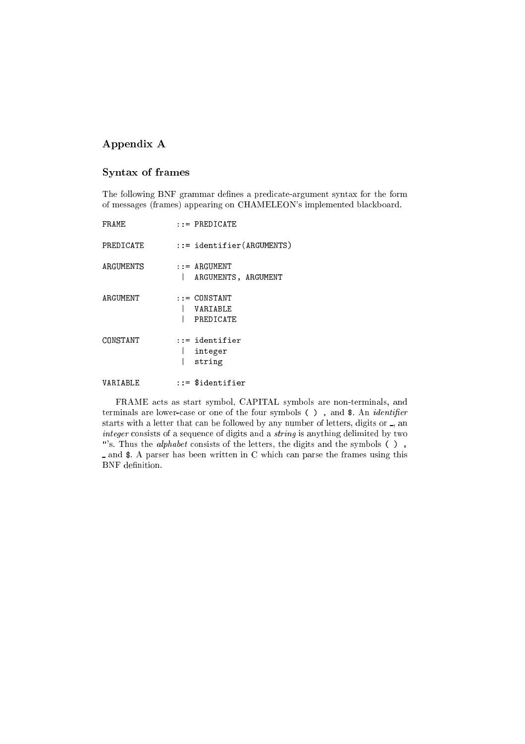# Appendix A

## Syntax of frames

The following BNF grammar defines a predicate-argument syntax for the form of messages (frames) appearing on CHAMELEON's implemented blackboard.

```
FRAME          ::= PREDICATE

PREDICATE      ::= identifier(ARGUMENTS)

ARGUMENTS      ::= ARGUMENT
                |  ARGUMENTS, ARGUMENT

ARGUMENT       ::= CONSTANT
                |  VARIABLE
                |  PREDICATE

CONSTANT       ::= identifier
                |  integer
                |  string

VARIABLE       ::= $identifier
```

FRAME acts as start symbol, CAPITAL symbols are non-terminals, and terminals are lower-case or one of the four symbols `( ) ,` and `$`. An *identifier* starts with a letter that can be followed by any number of letters, digits or `_`, an *integer* consists of a sequence of digits and a *string* is anything delimited by two `"`'s. Thus the *alphabet* consists of the letters, the digits and the symbols `( ) ,` `_` and `$`. A parser has been written in C which can parse the frames using this BNF definition.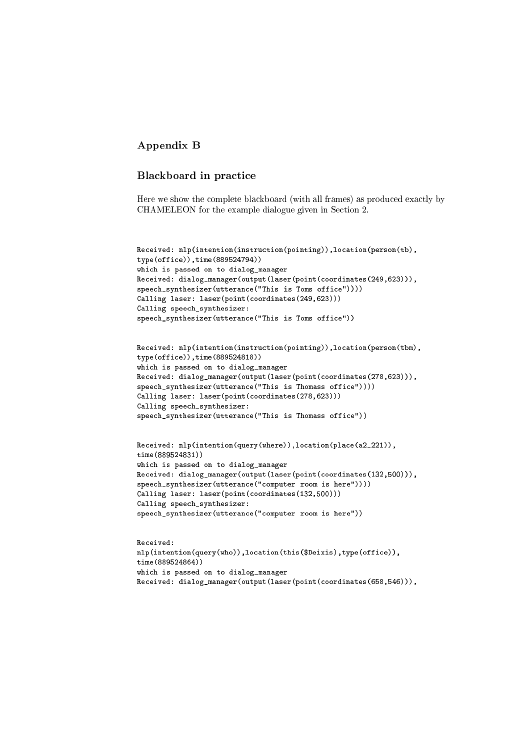# Appendix B

## Blackboard in practice

Here we show the complete blackboard (with all frames) as produced exactly by CHAMELEON for the example dialogue given in Section 2.

```
Received: nlp(intention(instruction(pointing)),location(person(tb),
type(office)),time(889524794))
which is passed on to dialog_manager
Received: dialog_manager(output(laser(point(coordinates(249,623))),
speech_synthesizer(utterance("This is Toms office"))))
Calling laser: laser(point(coordinates(249,623)))
Calling speech_synthesizer:
speech_synthesizer(utterance("This is Toms office"))


Received: nlp(intention(instruction(pointing)),location(person(tbm),
type(office)),time(889524818))
which is passed on to dialog_manager
Received: dialog_manager(output(laser(point(coordinates(278,623))),
speech_synthesizer(utterance("This is Thomass office"))))
Calling laser: laser(point(coordinates(278,623)))
Calling speech_synthesizer:
speech_synthesizer(utterance("This is Thomass office"))


Received: nlp(intention(query(where)),location(place(a2_221)),
time(889524831))
which is passed on to dialog_manager
Received: dialog_manager(output(laser(point(coordinates(132,500))),
speech_synthesizer(utterance("computer room is here"))))
Calling laser: laser(point(coordinates(132,500)))
Calling speech_synthesizer:
speech_synthesizer(utterance("computer room is here"))


Received:
nlp(intention(query(who)),location(this($Deixis),type(office)),
time(889524864))
which is passed on to dialog_manager
Received: dialog_manager(output(laser(point(coordinates(658,546))),
```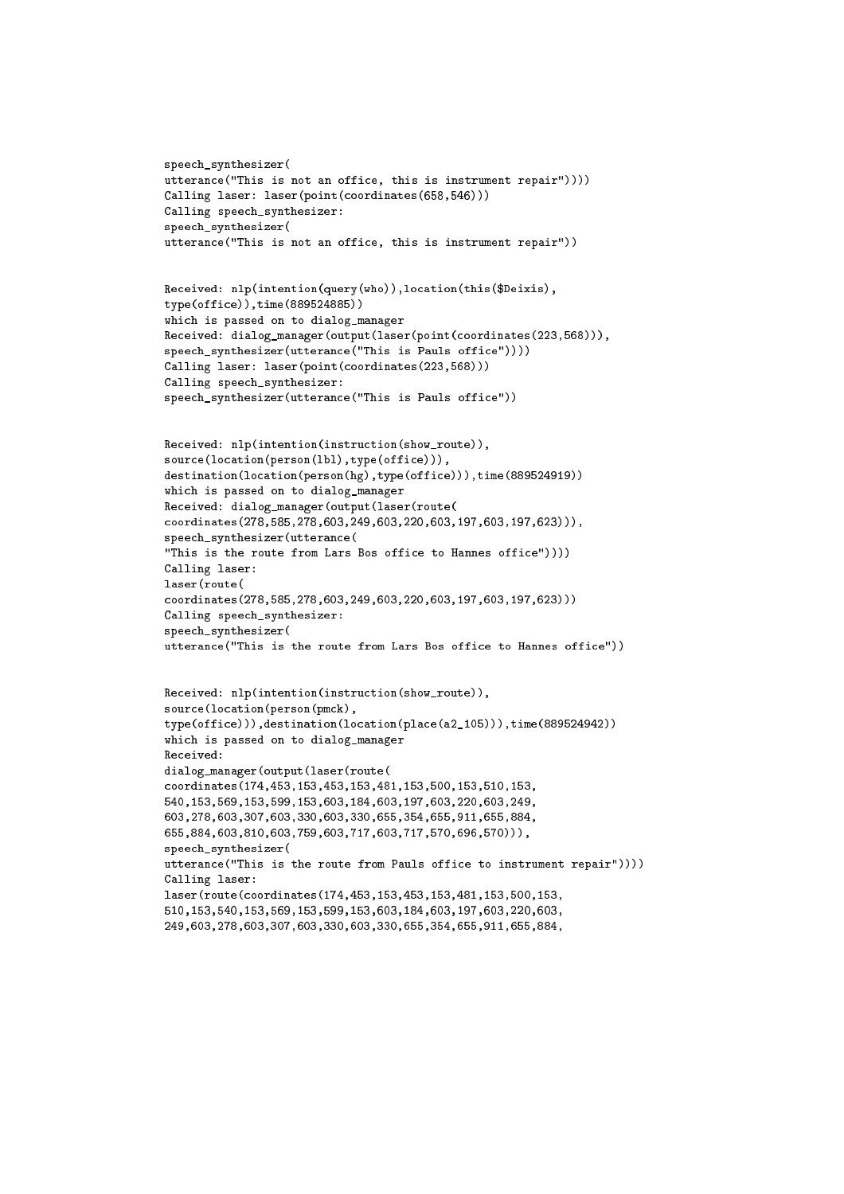```
speech_synthesizer(
utterance("This is not an office, this is instrument repair"))))
Calling laser: laser(point(coordinates(658,546)))
Calling speech_synthesizer:
speech_synthesizer(
utterance("This is not an office, this is instrument repair"))


Received: nlp(intention(query(who)),location(this($Deixis),
type(office)),time(889524885))
which is passed on to dialog_manager
Received: dialog_manager(output(laser(point(coordinates(223,568))),
speech_synthesizer(utterance("This is Pauls office"))))
Calling laser: laser(point(coordinates(223,568)))
Calling speech_synthesizer:
speech_synthesizer(utterance("This is Pauls office"))


Received: nlp(intention(instruction(show_route)),
source(location(person(lbl),type(office))),
destination(location(person(hg),type(office))),time(889524919))
which is passed on to dialog_manager
Received: dialog_manager(output(laser(route(
coordinates(278,585,278,603,249,603,220,603,197,603,197,623))),
speech_synthesizer(utterance(
"This is the route from Lars Bos office to Hannes office"))))
Calling laser:
laser(route(
coordinates(278,585,278,603,249,603,220,603,197,603,197,623)))
Calling speech_synthesizer:
speech_synthesizer(
utterance("This is the route from Lars Bos office to Hannes office"))


Received: nlp(intention(instruction(show_route)),
source(location(person(pmck),
type(office))),destination(location(place(a2_105))),time(889524942))
which is passed on to dialog_manager
Received:
dialog_manager(output(laser(route(
coordinates(174,453,153,453,153,481,153,500,153,510,153,
540,153,569,153,599,153,603,184,603,197,603,220,603,249,
603,278,603,307,603,330,603,330,655,354,655,911,655,884,
655,884,603,810,603,759,603,717,603,717,570,696,570))),
speech_synthesizer(
utterance("This is the route from Pauls office to instrument repair"))))
Calling laser:
laser(route(coordinates(174,453,153,453,153,481,153,500,153,
510,153,540,153,569,153,599,153,603,184,603,197,603,220,603,
249,603,278,603,307,603,330,603,330,655,354,655,911,655,884,
```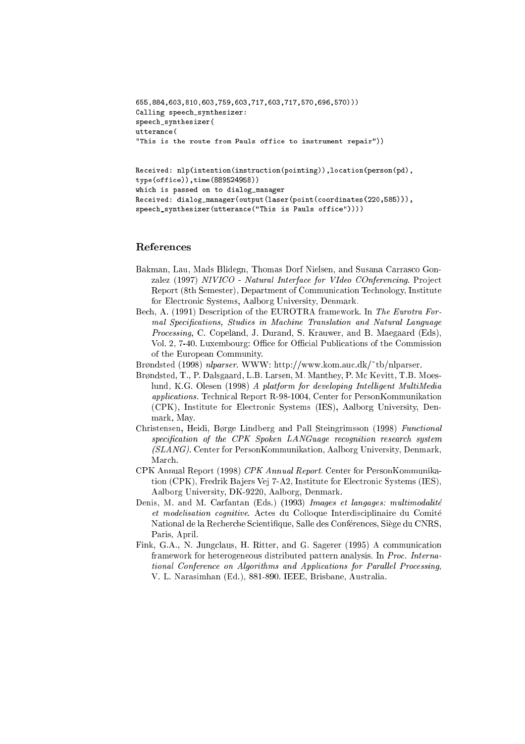```
655,884,603,810,603,759,603,717,603,717,570,696,570)))
Calling speech_synthesizer:
speech_synthesizer(
utterance(
"This is the route from Pauls office to instrument repair"))


Received: nlp(intention(instruction(pointing)),location(person(pd),
type(office)),time(889524958))
which is passed on to dialog_manager
Received: dialog_manager(output(laser(point(coordinates(220,585))),
speech_synthesizer(utterance("This is Pauls office"))))
```

## References

Bakman, Lau, Mads Blidegn, Thomas Dorf Nielsen, and Susana Carrasco Gonzalez (1997) *NIVICO - Natural Interface for VIdeo COnferencing*. Project Report (8th Semester), Department of Communication Technology, Institute for Electronic Systems, Aalborg University, Denmark.

Bech, A. (1991) Description of the EUROTRA framework. In *The Eurotra Formal Specifications, Studies in Machine Translation and Natural Language Processing*, C. Copeland, J. Durand, S. Krauwer, and B. Maegaard (Eds), Vol. 2, 7-40. Luxembourg: Office for Official Publications of the Commission of the European Community.

Brøndsted (1998) *nlparser*. WWW: http://www.kom.auc.dk/~tb/nlparser.

Brøndsted, T., P. Dalsgaard, L.B. Larsen, M. Manthey, P. Mc Kevitt, T.B. Moeslund, K.G. Olesen (1998) *A platform for developing Intelligent MultiMedia applications*. Technical Report R-98-1004, Center for PersonKommunikation (CPK), Institute for Electronic Systems (IES), Aalborg University, Denmark, May.

Christensen, Heidi, Børge Lindberg and Pall Steingrimsson (1998) *Functional specification of the CPK Spoken LANGuage recognition research system (SLANG)*. Center for PersonKommunikation, Aalborg University, Denmark, March.

CPK Annual Report (1998) *CPK Annual Report*. Center for PersonKommunikation (CPK), Fredrik Bajers Vej 7-A2, Institute for Electronic Systems (IES), Aalborg University, DK-9220, Aalborg, Denmark.

Denis, M. and M. Carfantan (Eds.) (1993) *Images et langages: multimodalité et modelisation cognitive*. Actes du Colloque Interdisciplinaire du Comité National de la Recherche Scientifique, Salle des Conférences, Siège du CNRS, Paris, April.

Fink, G.A., N. Jungclaus, H. Ritter, and G. Sagerer (1995) A communication framework for heterogeneous distributed pattern analysis. In *Proc. International Conference on Algorithms and Applications for Parallel Processing*, V. L. Narasimhan (Ed.), 881-890. IEEE, Brisbane, Australia.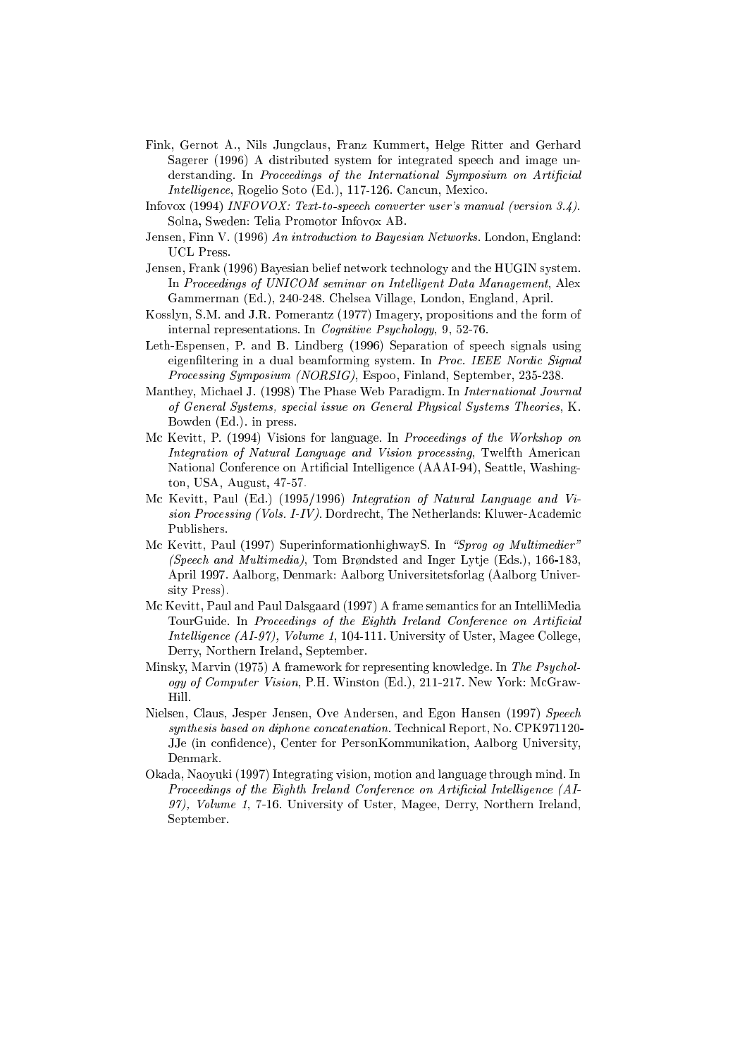Fink, Gernot A., Nils Jungclaus, Franz Kummert, Helge Ritter and Gerhard Sagerer (1996) A distributed system for integrated speech and image understanding. In *Proceedings of the International Symposium on Artificial Intelligence*, Rogelio Soto (Ed.), 117-126. Cancun, Mexico.

Infovox (1994) *INFOVOX: Text-to-speech converter user's manual (version 3.4)*. Solna, Sweden: Telia Promotor Infovox AB.

Jensen, Finn V. (1996) *An introduction to Bayesian Networks*. London, England: UCL Press.

Jensen, Frank (1996) Bayesian belief network technology and the HUGIN system. In *Proceedings of UNICOM seminar on Intelligent Data Management*, Alex Gammerman (Ed.), 240-248. Chelsea Village, London, England, April.

Kosslyn, S.M. and J.R. Pomerantz (1977) Imagery, propositions and the form of internal representations. In *Cognitive Psychology*, 9, 52-76.

Leth-Espensen, P. and B. Lindberg (1996) Separation of speech signals using eigenfiltering in a dual beamforming system. In *Proc. IEEE Nordic Signal Processing Symposium (NORSIG)*, Espoo, Finland, September, 235-238.

Manthey, Michael J. (1998) The Phase Web Paradigm. In *International Journal of General Systems, special issue on General Physical Systems Theories*, K. Bowden (Ed.). in press.

Mc Kevitt, P. (1994) Visions for language. In *Proceedings of the Workshop on Integration of Natural Language and Vision processing*, Twelfth American National Conference on Artificial Intelligence (AAAI-94), Seattle, Washington, USA, August, 47-57.

Mc Kevitt, Paul (Ed.) (1995/1996) *Integration of Natural Language and Vision Processing (Vols. I-IV)*. Dordrecht, The Netherlands: Kluwer-Academic Publishers.

Mc Kevitt, Paul (1997) SuperinformationhighwayS. In *"Sprog og Multimedier" (Speech and Multimedia)*, Tom Brøndsted and Inger Lytje (Eds.), 166-183, April 1997. Aalborg, Denmark: Aalborg Universitetsforlag (Aalborg University Press).

Mc Kevitt, Paul and Paul Dalsgaard (1997) A frame semantics for an IntelliMedia TourGuide. In *Proceedings of the Eighth Ireland Conference on Artificial Intelligence (AI-97), Volume 1*, 104-111. University of Uster, Magee College, Derry, Northern Ireland, September.

Minsky, Marvin (1975) A framework for representing knowledge. In *The Psychology of Computer Vision*, P.H. Winston (Ed.), 211-217. New York: McGraw-Hill.

Nielsen, Claus, Jesper Jensen, Ove Andersen, and Egon Hansen (1997) *Speech synthesis based on diphone concatenation*. Technical Report, No. CPK971120-JJe (in confidence), Center for PersonKommunikation, Aalborg University, Denmark.

Okada, Naoyuki (1997) Integrating vision, motion and language through mind. In *Proceedings of the Eighth Ireland Conference on Artificial Intelligence (AI-97), Volume 1*, 7-16. University of Uster, Magee, Derry, Northern Ireland, September.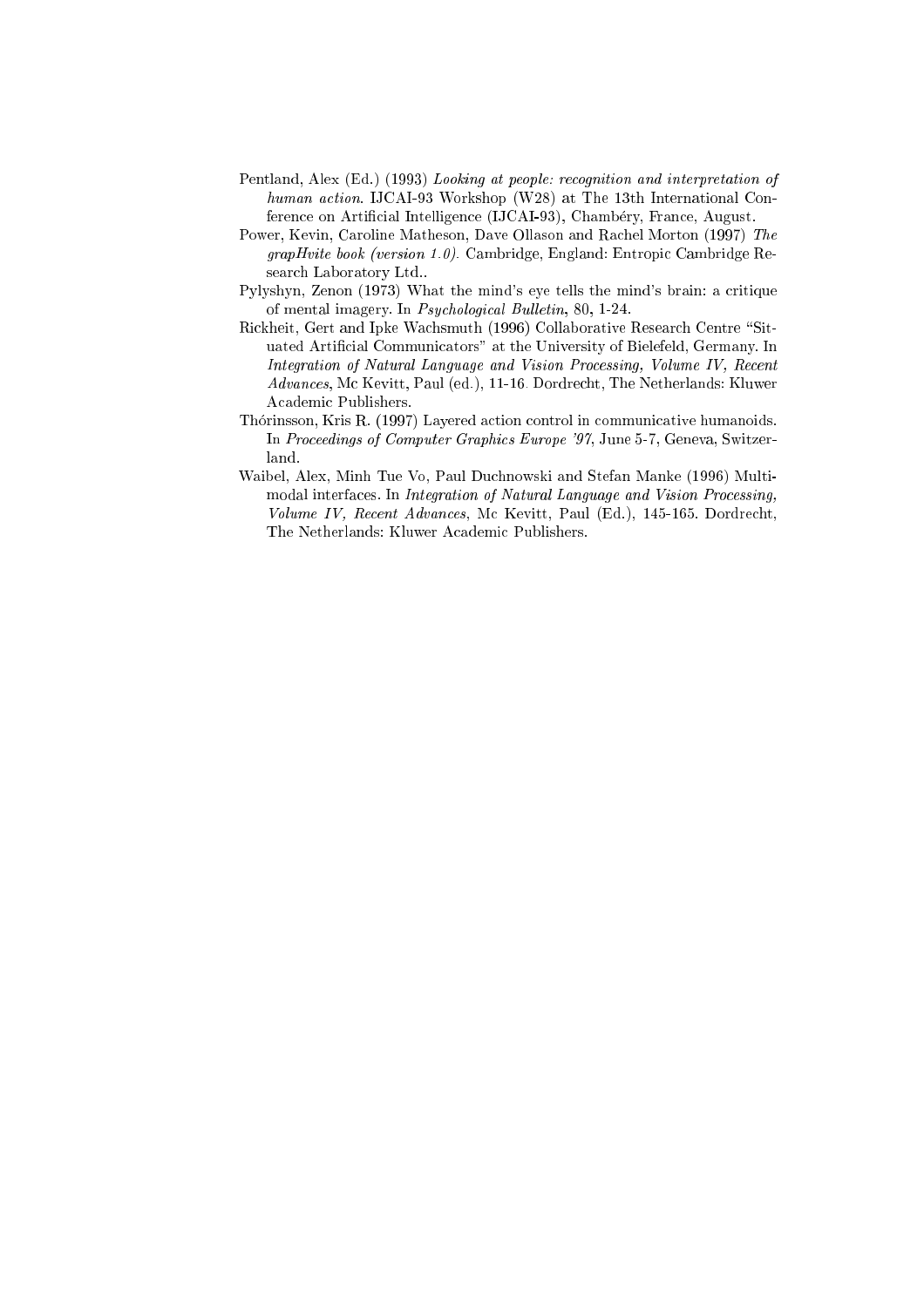Pentland, Alex (Ed.) (1993) *Looking at people: recognition and interpretation of human action*. IJCAI-93 Workshop (W28) at The 13th International Conference on Artificial Intelligence (IJCAI-93), Chambéry, France, August.

Power, Kevin, Caroline Matheson, Dave Ollason and Rachel Morton (1997) *The grapHvite book (version 1.0)*. Cambridge, England: Entropic Cambridge Research Laboratory Ltd..

Pylyshyn, Zenon (1973) What the mind's eye tells the mind's brain: a critique of mental imagery. In *Psychological Bulletin*, 80, 1-24.

Rickheit, Gert and Ipke Wachsmuth (1996) Collaborative Research Centre "Situated Artificial Communicators" at the University of Bielefeld, Germany. In *Integration of Natural Language and Vision Processing, Volume IV, Recent Advances*, Mc Kevitt, Paul (ed.), 11-16. Dordrecht, The Netherlands: Kluwer Academic Publishers.

Thórinsson, Kris R. (1997) Layered action control in communicative humanoids. In *Proceedings of Computer Graphics Europe '97*, June 5-7, Geneva, Switzerland.

Waibel, Alex, Minh Tue Vo, Paul Duchnowski and Stefan Manke (1996) Multimodal interfaces. In *Integration of Natural Language and Vision Processing, Volume IV, Recent Advances*, Mc Kevitt, Paul (Ed.), 145-165. Dordrecht, The Netherlands: Kluwer Academic Publishers.